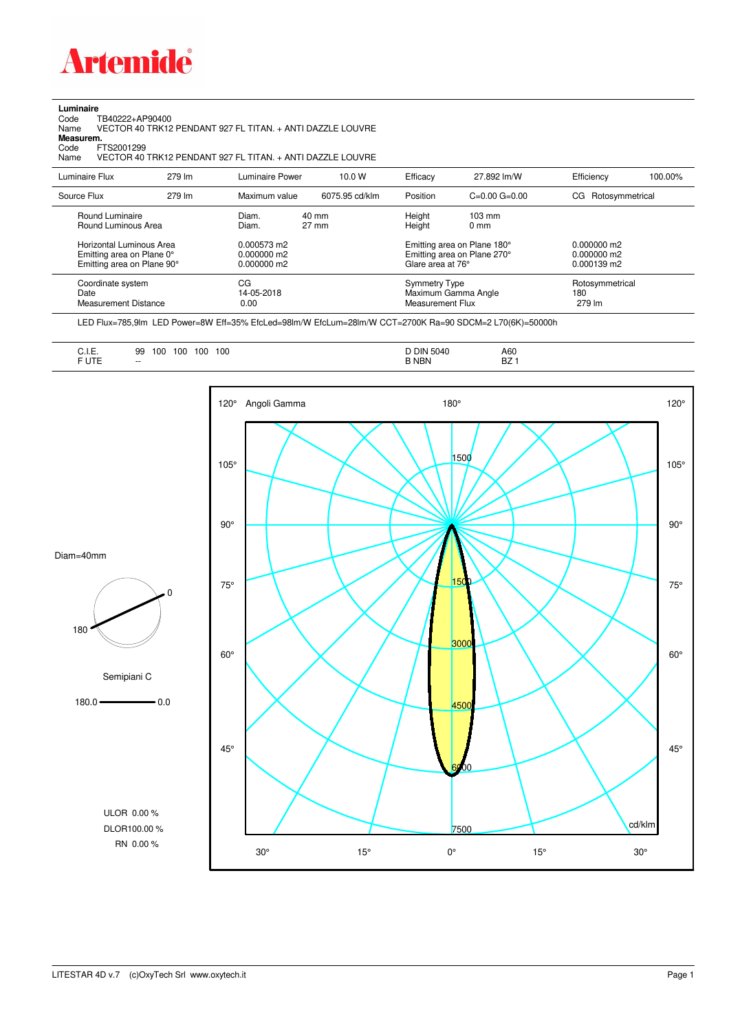**Artemide**

**Luminaire**

Code TB40222+AP90400

Name VECTOR 40 TRK12 PENDANT 927 FL TITAN. + ANTI DAZZLE LOUVRE

**Measurem.**

Code FTS2001299

Name VECTOR 40 TRK12 PENDANT 927 FL TITAN. + ANTI DAZZLE LOUVRE

| Luminaire Flux | 279 lm | Luminaire Power | 10.0 W | Efficacy | 27.892 lm/W | Efficiency | 100.00% |
|---|---|---|---|---|---|---|---|
| Source Flux | 279 lm | Maximum value | 6075.95 cd/klm | Position | C=0.00 G=0.00 | CG | Rotosymmetrical |

| | | | | |
|---|---|---|---|---|
| Round Luminaire | Diam. 40 mm | Height 103 mm | | |
| Round Luminous Area | Diam. 27 mm | Height 0 mm | | |
| Horizontal Luminous Area | 0.000573 m2 | Emitting area on Plane 180° | 0.000000 m2 | |
| Emitting area on Plane 0° | 0.000000 m2 | Emitting area on Plane 270° | 0.000000 m2 | |
| Emitting area on Plane 90° | 0.000000 m2 | Glare area at 76° | 0.000139 m2 | |

| | | | |
|---|---|---|---|
| Coordinate system | CG | Symmetry Type | Rotosymmetrical |
| Date | 14-05-2018 | Maximum Gamma Angle | 180 |
| Measurement Distance | 0.00 | Measurement Flux | 279 lm |

LED Flux=785,9lm LED Power=8W Eff=35% EfcLed=98lm/W EfcLum=28lm/W CCT=2700K Ra=90 SDCM=2 L70(6K)=50000h

| | | | |
|---|---|---|---|
| C.I.E. | 99 100 100 100 100 | D DIN 5040 | A60 |
| F UTE | -- | B NBN | BZ 1 |

Diam=40mm

Semipiani C

180.0 — 0.0

ULOR 0.00 %

DLOR100.00 %

RN 0.00 %

Angoli Gamma

cd/klm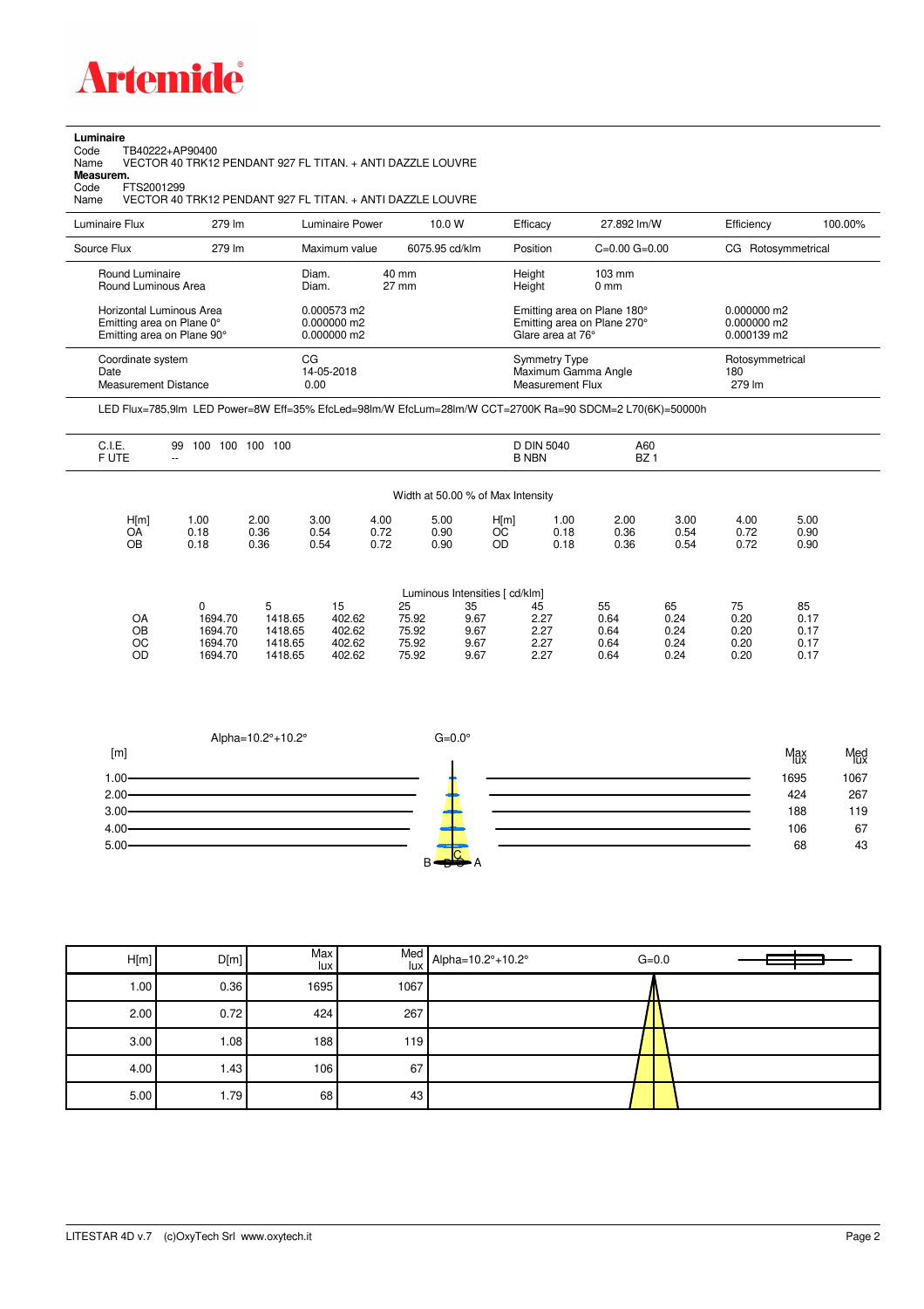Artemide

**Luminaire**
Code TB40222+AP90400
Name VECTOR 40 TRK12 PENDANT 927 FL TITAN. + ANTI DAZZLE LOUVRE
**Measurem.**
Code FTS2001299
Name VECTOR 40 TRK12 PENDANT 927 FL TITAN. + ANTI DAZZLE LOUVRE

| | | | | | | | |
|---|---|---|---|---|---|---|---|
| Luminaire Flux | 279 lm | Luminaire Power | 10.0 W | Efficacy | 27.892 lm/W | Efficiency | 100.00% |
| Source Flux | 279 lm | Maximum value | 6075.95 cd/klm | Position | C=0.00 G=0.00 | CG Rotosymmetrical | |

| | | | | | | |
|---|---|---|---|---|---|---|
| Round Luminaire | Diam. | 40 mm | Height | 103 mm | | |
| Round Luminous Area | Diam. | 27 mm | Height | 0 mm | | |
| Horizontal Luminous Area | 0.000573 m2 | | Emitting area on Plane 180° | | 0.000000 m2 | |
| Emitting area on Plane 0° | 0.000000 m2 | | Emitting area on Plane 270° | | 0.000000 m2 | |
| Emitting area on Plane 90° | 0.000000 m2 | | Glare area at 76° | | 0.000139 m2 | |
| Coordinate system | CG | | Symmetry Type | | Rotosymmetrical | |
| Date | 14-05-2018 | | Maximum Gamma Angle | | 180 | |
| Measurement Distance | 0.00 | | Measurement Flux | | 279 lm | |

LED Flux=785,9lm LED Power=8W Eff=35% EfcLed=98lm/W EfcLum=28lm/W CCT=2700K Ra=90 SDCM=2 L70(6K)=50000h

| | | | |
|---|---|---|---|
| C.I.E. | 99 100 100 100 100 | D DIN 5040 | A60 |
| F UTE | -- | B NBN | BZ 1 |

Width at 50.00 % of Max Intensity

| H[m] | 1.00 | 2.00 | 3.00 | 4.00 | 5.00 | H[m] | 1.00 | 2.00 | 3.00 | 4.00 | 5.00 |
|---|---|---|---|---|---|---|---|---|---|---|---|
| OA | 0.18 | 0.36 | 0.54 | 0.72 | 0.90 | OC | 0.18 | 0.36 | 0.54 | 0.72 | 0.90 |
| OB | 0.18 | 0.36 | 0.54 | 0.72 | 0.90 | OD | 0.18 | 0.36 | 0.54 | 0.72 | 0.90 |

Luminous Intensities [ cd/klm]

| | 0 | 5 | 15 | 25 | 35 | 45 | 55 | 65 | 75 | 85 |
|---|---|---|---|---|---|---|---|---|---|---|
| OA | 1694.70 | 1418.65 | 402.62 | 75.92 | 9.67 | 2.27 | 0.64 | 0.24 | 0.20 | 0.17 |
| OB | 1694.70 | 1418.65 | 402.62 | 75.92 | 9.67 | 2.27 | 0.64 | 0.24 | 0.20 | 0.17 |
| OC | 1694.70 | 1418.65 | 402.62 | 75.92 | 9.67 | 2.27 | 0.64 | 0.24 | 0.20 | 0.17 |
| OD | 1694.70 | 1418.65 | 402.62 | 75.92 | 9.67 | 2.27 | 0.64 | 0.24 | 0.20 | 0.17 |

Alpha=10.2°+10.2°
G=0.0°
[m]
Max lux
Med lux
1.00 1695 1067
2.00 424 267
3.00 188 119
4.00 106 67
5.00 68 43
B D C A

| H[m] | D[m] | Max lux | Med lux | Alpha=10.2°+10.2° G=0.0 |
|---|---|---|---|---|
| 1.00 | 0.36 | 1695 | 1067 | |
| 2.00 | 0.72 | 424 | 267 | |
| 3.00 | 1.08 | 188 | 119 | |
| 4.00 | 1.43 | 106 | 67 | |
| 5.00 | 1.79 | 68 | 43 | |

LITESTAR 4D v.7 (c)OxyTech Srl www.oxytech.it